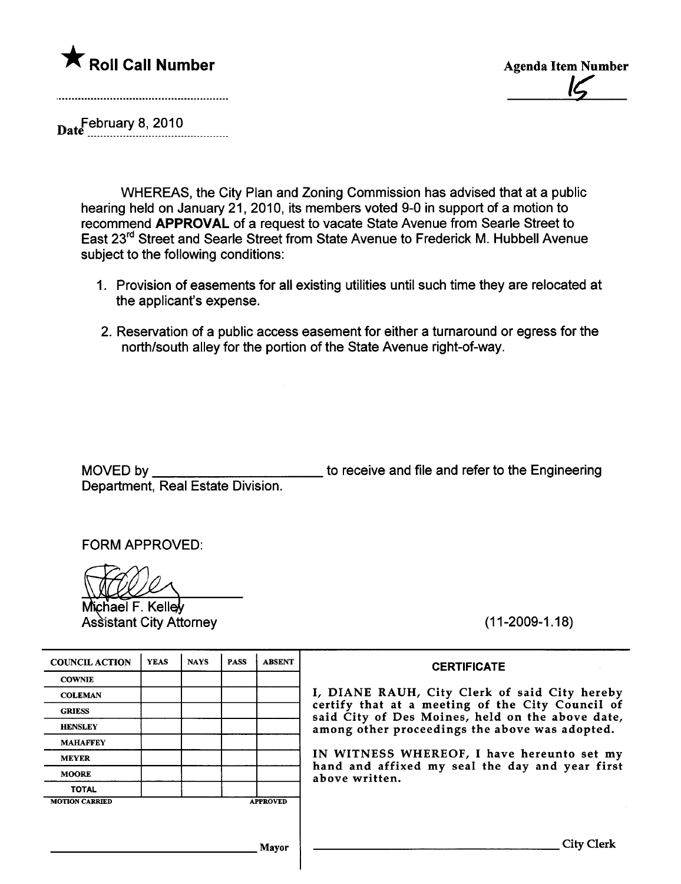★ **Roll Call Number**

**Agenda Item Number**

15

Date February 8, 2010

WHEREAS, the City Plan and Zoning Commission has advised that at a public hearing held on January 21, 2010, its members voted 9-0 in support of a motion to recommend **APPROVAL** of a request to vacate State Avenue from Searle Street to East 23rd Street and Searle Street from State Avenue to Frederick M. Hubbell Avenue subject to the following conditions:

1. Provision of easements for all existing utilities until such time they are relocated at the applicant's expense.
2. Reservation of a public access easement for either a turnaround or egress for the north/south alley for the portion of the State Avenue right-of-way.

MOVED by ______________________ to receive and file and refer to the Engineering Department, Real Estate Division.

FORM APPROVED:

Michael F. Kelley
Assistant City Attorney

(11-2009-1.18)

| COUNCIL ACTION | YEAS | NAYS | PASS | ABSENT |
|---|---|---|---|---|
| COWNIE | | | | |
| COLEMAN | | | | |
| GRIESS | | | | |
| HENSLEY | | | | |
| MAHAFFEY | | | | |
| MEYER | | | | |
| MOORE | | | | |
| TOTAL | | | | |
| MOTION CARRIED | | | | APPROVED |

______________________ Mayor

**CERTIFICATE**

I, DIANE RAUH, City Clerk of said City hereby certify that at a meeting of the City Council of said City of Des Moines, held on the above date, among other proceedings the above was adopted.

IN WITNESS WHEREOF, I have hereunto set my hand and affixed my seal the day and year first above written.

______________________ City Clerk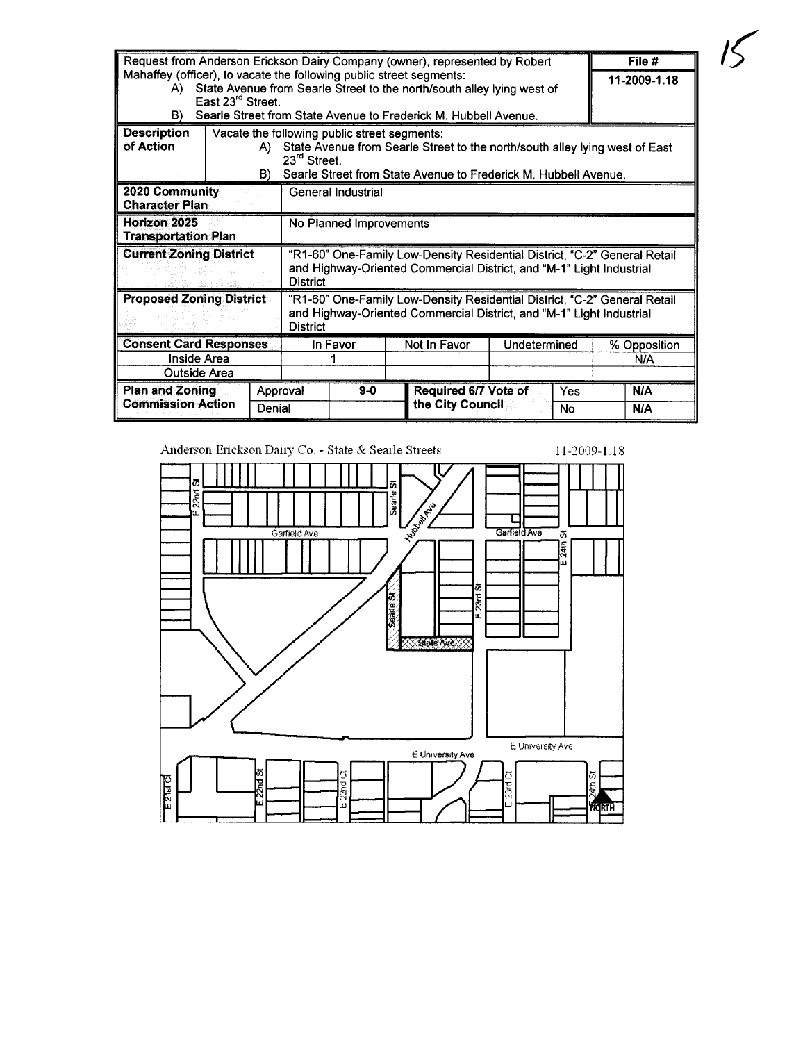| Request from Anderson Erickson Dairy Company (owner), represented by Robert Mahaffey (officer), to vacate the following public street segments: A) State Avenue from Searle Street to the north/south alley lying west of East 23rd Street. B) Searle Street from State Avenue to Frederick M. Hubbell Avenue. | | | | | | | File # 11-2009-1.18 |
|---|---|---|---|---|---|---|---|
| **Description of Action** | Vacate the following public street segments: A) State Avenue from Searle Street to the north/south alley lying west of East 23rd Street. B) Searle Street from State Avenue to Frederick M. Hubbell Avenue. | | | | | | |
| **2020 Community Character Plan** | General Industrial | | | | | | |
| **Horizon 2025 Transportation Plan** | No Planned Improvements | | | | | | |
| **Current Zoning District** | "R1-60" One-Family Low-Density Residential District, "C-2" General Retail and Highway-Oriented Commercial District, and "M-1" Light Industrial District | | | | | | |
| **Proposed Zoning District** | "R1-60" One-Family Low-Density Residential District, "C-2" General Retail and Highway-Oriented Commercial District, and "M-1" Light Industrial District | | | | | | |
| **Consent Card Responses** | | In Favor | | Not In Favor | Undetermined | | % Opposition |
| Inside Area | | 1 | | | | | N/A |
| Outside Area | | | | | | | |
| **Plan and Zoning Commission Action** | Approval | 9-0 | | **Required 6/7 Vote of the City Council** | Yes | | N/A |
| | Denial | | | | No | | N/A |

Anderson Erickson Dairy Co. - State & Searle Streets 11-2009-1.18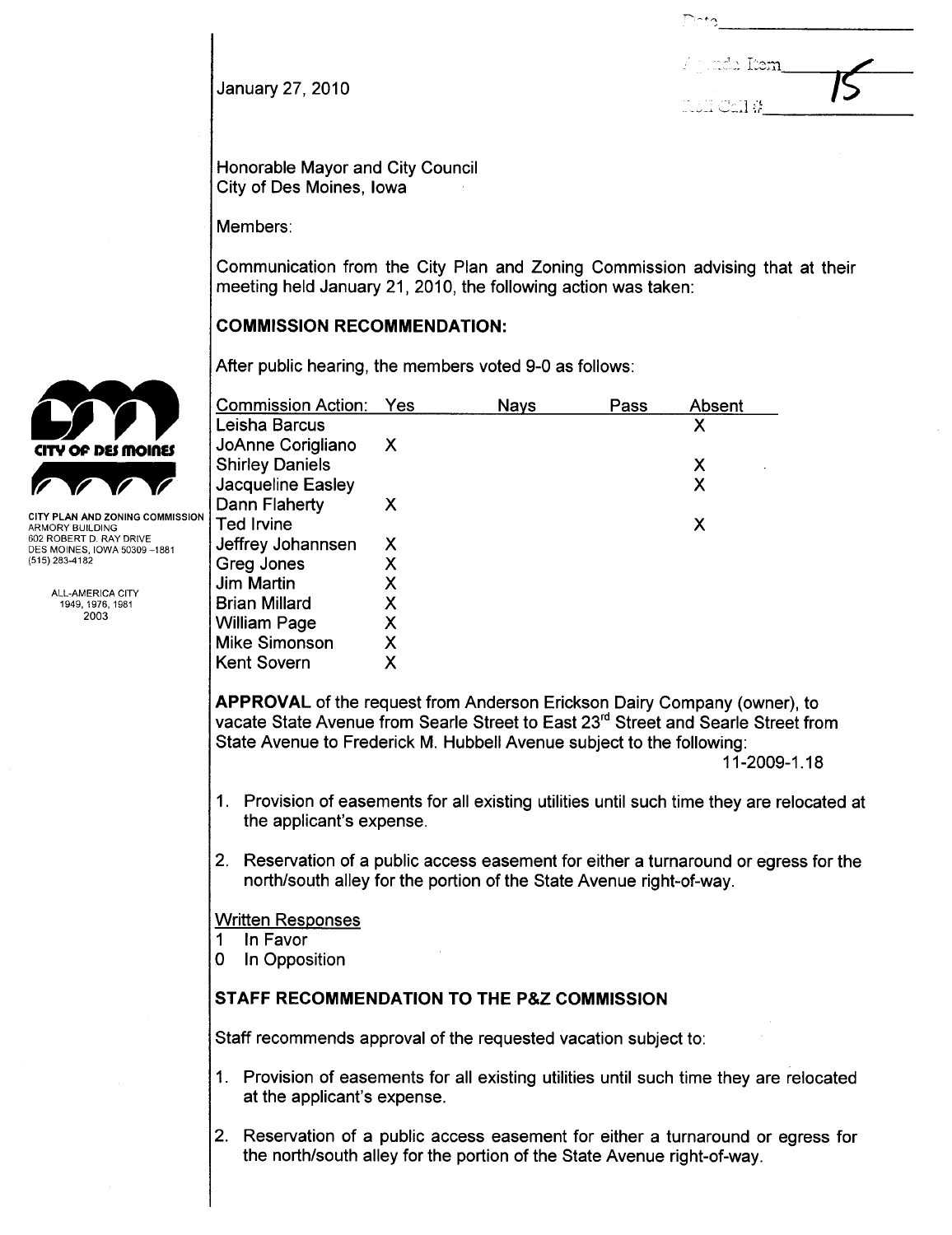Date\_\_\_\_\_\_\_\_\_\_\_\_\_\_\_\_

Agenda Item 15

Roll Call #\_\_\_\_\_\_\_\_\_\_\_\_\_\_\_\_

January 27, 2010

CITY OF DES MOINES

CITY PLAN AND ZONING COMMISSION
ARMORY BUILDING
602 ROBERT D. RAY DRIVE
DES MOINES, IOWA 50309-1881
(515) 283-4182

ALL-AMERICA CITY
1949, 1976, 1981
2003

Honorable Mayor and City Council
City of Des Moines, Iowa

Members:

Communication from the City Plan and Zoning Commission advising that at their meeting held January 21, 2010, the following action was taken:

**COMMISSION RECOMMENDATION:**

After public hearing, the members voted 9-0 as follows:

| Commission Action: | Yes | Nays | Pass | Absent |
|---|---|---|---|---|
| Leisha Barcus | | | | X |
| JoAnne Corigliano | X | | | |
| Shirley Daniels | | | | X |
| Jacqueline Easley | | | | X |
| Dann Flaherty | X | | | |
| Ted Irvine | | | | X |
| Jeffrey Johannsen | X | | | |
| Greg Jones | X | | | |
| Jim Martin | X | | | |
| Brian Millard | X | | | |
| William Page | X | | | |
| Mike Simonson | X | | | |
| Kent Sovern | X | | | |

**APPROVAL** of the request from Anderson Erickson Dairy Company (owner), to vacate State Avenue from Searle Street to East 23[rd] Street and Searle Street from State Avenue to Frederick M. Hubbell Avenue subject to the following:

11-2009-1.18

1. Provision of easements for all existing utilities until such time they are relocated at the applicant's expense.
2. Reservation of a public access easement for either a turnaround or egress for the north/south alley for the portion of the State Avenue right-of-way.

Written Responses
1 In Favor
0 In Opposition

**STAFF RECOMMENDATION TO THE P&Z COMMISSION**

Staff recommends approval of the requested vacation subject to:

1. Provision of easements for all existing utilities until such time they are relocated at the applicant's expense.
2. Reservation of a public access easement for either a turnaround or egress for the north/south alley for the portion of the State Avenue right-of-way.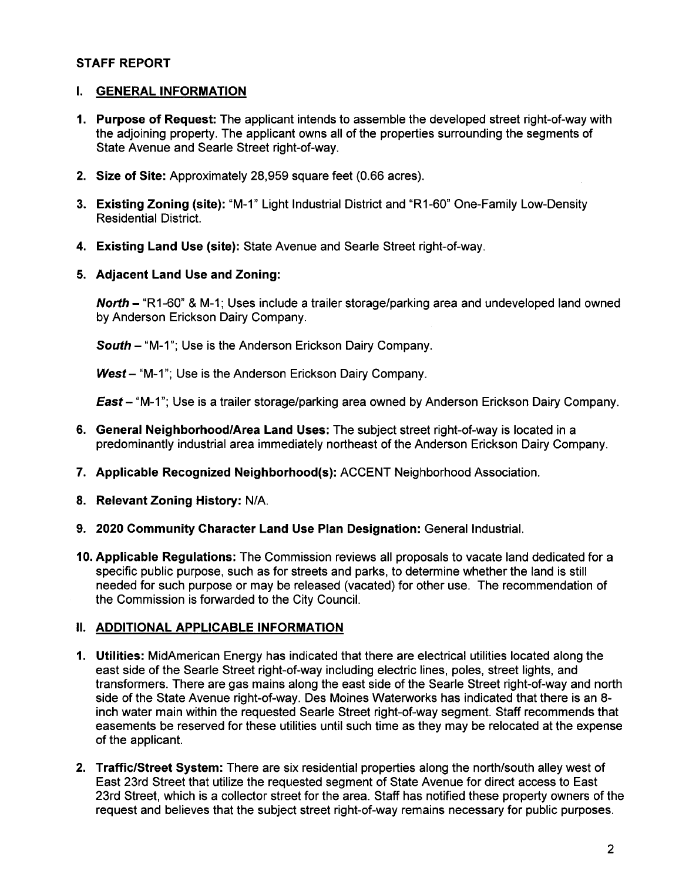## STAFF REPORT

### I. GENERAL INFORMATION

1. **Purpose of Request:** The applicant intends to assemble the developed street right-of-way with the adjoining property. The applicant owns all of the properties surrounding the segments of State Avenue and Searle Street right-of-way.

2. **Size of Site:** Approximately 28,959 square feet (0.66 acres).

3. **Existing Zoning (site):** "M-1" Light Industrial District and "R1-60" One-Family Low-Density Residential District.

4. **Existing Land Use (site):** State Avenue and Searle Street right-of-way.

5. **Adjacent Land Use and Zoning:**

   ***North*** – "R1-60" & M-1; Uses include a trailer storage/parking area and undeveloped land owned by Anderson Erickson Dairy Company.

   ***South*** – "M-1"; Use is the Anderson Erickson Dairy Company.

   ***West*** – "M-1"; Use is the Anderson Erickson Dairy Company.

   ***East*** – "M-1"; Use is a trailer storage/parking area owned by Anderson Erickson Dairy Company.

6. **General Neighborhood/Area Land Uses:** The subject street right-of-way is located in a predominantly industrial area immediately northeast of the Anderson Erickson Dairy Company.

7. **Applicable Recognized Neighborhood(s):** ACCENT Neighborhood Association.

8. **Relevant Zoning History:** N/A.

9. **2020 Community Character Land Use Plan Designation:** General Industrial.

10. **Applicable Regulations:** The Commission reviews all proposals to vacate land dedicated for a specific public purpose, such as for streets and parks, to determine whether the land is still needed for such purpose or may be released (vacated) for other use. The recommendation of the Commission is forwarded to the City Council.

### II. ADDITIONAL APPLICABLE INFORMATION

1. **Utilities:** MidAmerican Energy has indicated that there are electrical utilities located along the east side of the Searle Street right-of-way including electric lines, poles, street lights, and transformers. There are gas mains along the east side of the Searle Street right-of-way and north side of the State Avenue right-of-way. Des Moines Waterworks has indicated that there is an 8-inch water main within the requested Searle Street right-of-way segment. Staff recommends that easements be reserved for these utilities until such time as they may be relocated at the expense of the applicant.

2. **Traffic/Street System:** There are six residential properties along the north/south alley west of East 23rd Street that utilize the requested segment of State Avenue for direct access to East 23rd Street, which is a collector street for the area. Staff has notified these property owners of the request and believes that the subject street right-of-way remains necessary for public purposes.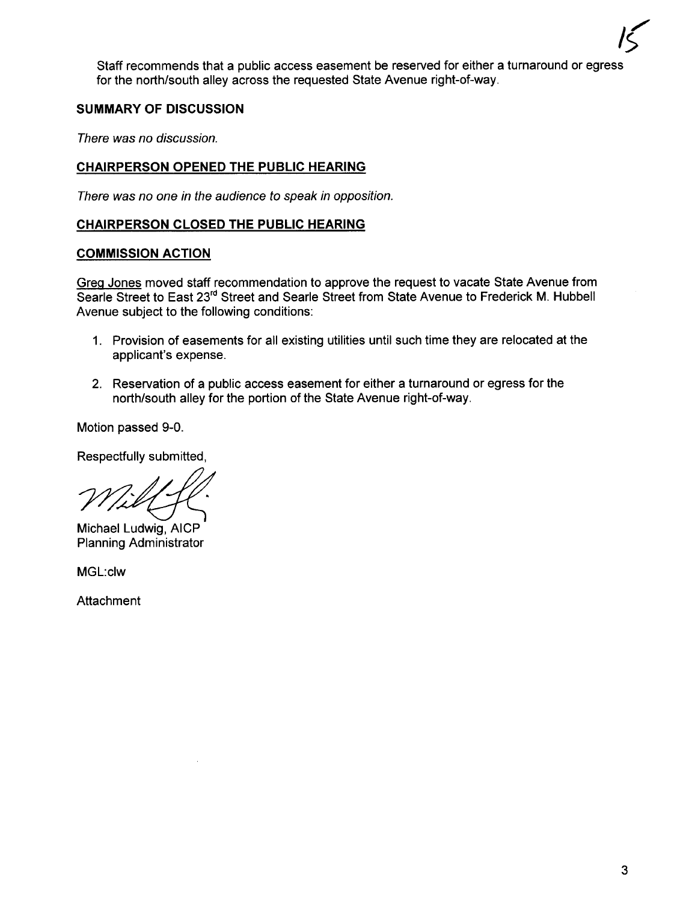Staff recommends that a public access easement be reserved for either a turnaround or egress for the north/south alley across the requested State Avenue right-of-way.

**SUMMARY OF DISCUSSION**

*There was no discussion.*

**CHAIRPERSON OPENED THE PUBLIC HEARING**

*There was no one in the audience to speak in opposition.*

**CHAIRPERSON CLOSED THE PUBLIC HEARING**

**COMMISSION ACTION**

Greg Jones moved staff recommendation to approve the request to vacate State Avenue from Searle Street to East 23rd Street and Searle Street from State Avenue to Frederick M. Hubbell Avenue subject to the following conditions:

1. Provision of easements for all existing utilities until such time they are relocated at the applicant's expense.
2. Reservation of a public access easement for either a turnaround or egress for the north/south alley for the portion of the State Avenue right-of-way.

Motion passed 9-0.

Respectfully submitted,

Michael Ludwig, AICP
Planning Administrator

MGL:clw

Attachment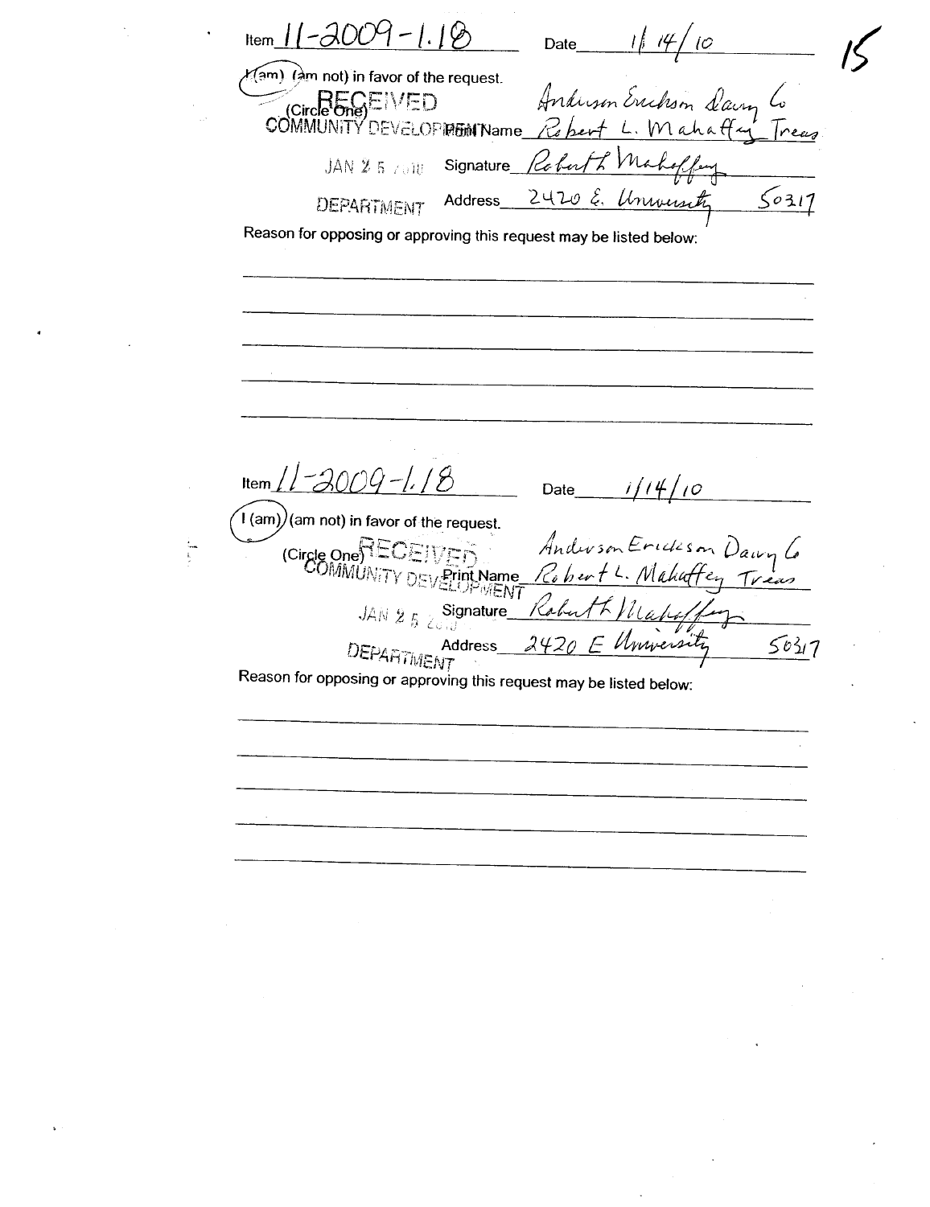Item 11-2009-1.18 Date 1/14/10

15

(I am) (am not) in favor of the request.

(Circle One)

RECEIVED
COMMUNITY DEVELOPMENT
JAN 25 2010
DEPARTMENT

Print Name Anderson Erickson Dairy Co Robert L. Mahaffey Treas

Signature Robert L Mahaffey

Address 2420 E. University 50317

Reason for opposing or approving this request may be listed below:

---

Item 11-2009-1.18 Date 1/14/10

(I am) (am not) in favor of the request.

(Circle One)

RECEIVED
COMMUNITY DEVELOPMENT
JAN 25 2010
DEPARTMENT

Print Name Anderson Erickson Dairy Co Robert L. Mahaffey Treas

Signature Robert L Mahaffey

Address 2420 E University 50317

Reason for opposing or approving this request may be listed below: